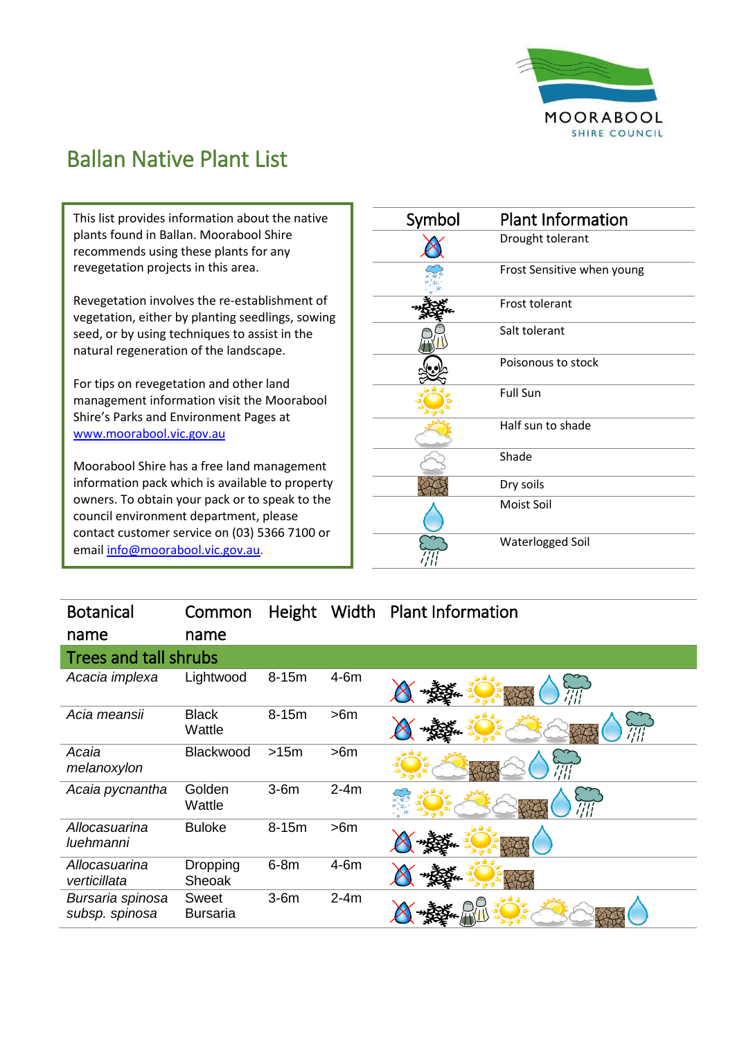# Ballan Native Plant List

This list provides information about the native plants found in Ballan. Moorabool Shire recommends using these plants for any revegetation projects in this area.

Revegetation involves the re-establishment of vegetation, either by planting seedlings, sowing seed, or by using techniques to assist in the natural regeneration of the landscape.

For tips on revegetation and other land management information visit the Moorabool Shire's Parks and Environment Pages at [www.moorabool.vic.gov.au](http://www.moorabool.vic.gov.au)

Moorabool Shire has a free land management information pack which is available to property owners. To obtain your pack or to speak to the council environment department, please contact customer service on (03) 5366 7100 or email [info@moorabool.vic.gov.au](mailto:info@moorabool.vic.gov.au).

| Symbol | Plant Information |
|---|---|
| | Drought tolerant |
| | Frost Sensitive when young |
| | Frost tolerant |
| | Salt tolerant |
| | Poisonous to stock |
| | Full Sun |
| | Half sun to shade |
| | Shade |
| | Dry soils |
| | Moist Soil |
| | Waterlogged Soil |

| Botanical name | Common name | Height | Width | Plant Information |
|---|---|---|---|---|
| **Trees and tall shrubs** | | | | |
| *Acacia implexa* | Lightwood | 8-15m | 4-6m | Drought tolerant, Frost tolerant, Full Sun, Dry soils, Moist Soil, Waterlogged Soil |
| *Acia meansii* | Black Wattle | 8-15m | >6m | Drought tolerant, Frost tolerant, Full Sun, Half sun to shade, Shade, Dry soils, Moist Soil, Waterlogged Soil |
| *Acaia melanoxylon* | Blackwood | >15m | >6m | Full Sun, Half sun to shade, Dry soils, Shade, Moist Soil, Waterlogged Soil |
| *Acaia pycnantha* | Golden Wattle | 3-6m | 2-4m | Frost Sensitive when young, Full Sun, Half sun to shade, Shade, Dry soils, Moist Soil, Waterlogged Soil |
| *Allocasuarina luehmanni* | Buloke | 8-15m | >6m | Drought tolerant, Frost tolerant, Full Sun, Dry soils, Moist Soil |
| *Allocasuarina verticillata* | Dropping Sheoak | 6-8m | 4-6m | Drought tolerant, Frost tolerant, Full Sun, Dry soils |
| *Bursaria spinosa subsp. spinosa* | Sweet Bursaria | 3-6m | 2-4m | Drought tolerant, Frost tolerant, Salt tolerant, Full Sun, Half sun to shade, Shade, Dry soils, Moist Soil |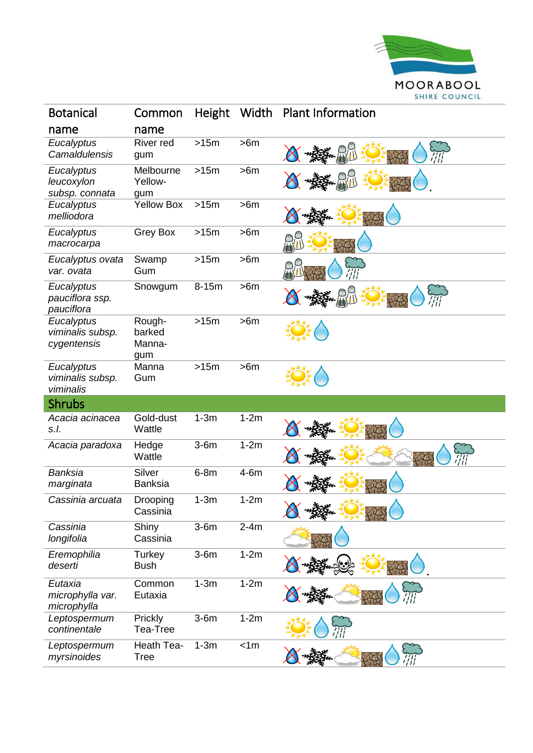| Botanical name | Common name | Height | Width | Plant Information |
|---|---|---|---|---|
| *Eucalyptus Camaldulensis* | River red gum | >15m | >6m | |
| *Eucalyptus leucoxylon subsp. connata* | Melbourne Yellow-gum | >15m | >6m | |
| *Eucalyptus melliodora* | Yellow Box | >15m | >6m | |
| *Eucalyptus macrocarpa* | Grey Box | >15m | >6m | |
| *Eucalyptus ovata var. ovata* | Swamp Gum | >15m | >6m | |
| *Eucalyptus pauciflora ssp. pauciflora* | Snowgum | 8-15m | >6m | |
| *Eucalyptus viminalis subsp. cygentensis* | Rough-barked Manna-gum | >15m | >6m | |
| *Eucalyptus viminalis subsp. viminalis* | Manna Gum | >15m | >6m | |
| **Shrubs** | | | | |
| *Acacia acinacea s.l.* | Gold-dust Wattle | 1-3m | 1-2m | |
| *Acacia paradoxa* | Hedge Wattle | 3-6m | 1-2m | |
| *Banksia marginata* | Silver Banksia | 6-8m | 4-6m | |
| *Cassinia arcuata* | Drooping Cassinia | 1-3m | 1-2m | |
| *Cassinia longifolia* | Shiny Cassinia | 3-6m | 2-4m | |
| *Eremophilia deserti* | Turkey Bush | 3-6m | 1-2m | |
| *Eutaxia microphylla var. microphylla* | Common Eutaxia | 1-3m | 1-2m | |
| *Leptospermum continentale* | Prickly Tea-Tree | 3-6m | 1-2m | |
| *Leptospermum myrsinoides* | Heath Tea-Tree | 1-3m | <1m | |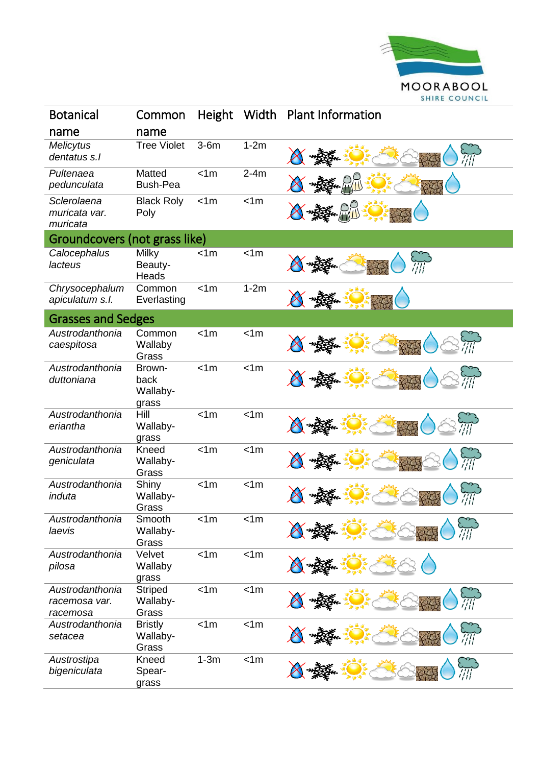| Botanical name | Common name | Height | Width | Plant Information |
|---|---|---|---|---|
| *Melicytus dentatus s.l* | Tree Violet | 3-6m | 1-2m | |
| *Pultenaea pedunculata* | Matted Bush-Pea | <1m | 2-4m | |
| *Sclerolaena muricata var. muricata* | Black Roly Poly | <1m | <1m | |
| **Groundcovers (not grass like)** | | | | |
| *Calocephalus lacteus* | Milky Beauty-Heads | <1m | <1m | |
| *Chrysocephalum apiculatum s.l.* | Common Everlasting | <1m | 1-2m | |
| **Grasses and Sedges** | | | | |
| *Austrodanthonia caespitosa* | Common Wallaby Grass | <1m | <1m | |
| *Austrodanthonia duttoniana* | Brown-back Wallaby-grass | <1m | <1m | |
| *Austrodanthonia eriantha* | Hill Wallaby-grass | <1m | <1m | |
| *Austrodanthonia geniculata* | Kneed Wallaby-Grass | <1m | <1m | |
| *Austrodanthonia induta* | Shiny Wallaby-Grass | <1m | <1m | |
| *Austrodanthonia laevis* | Smooth Wallaby-Grass | <1m | <1m | |
| *Austrodanthonia pilosa* | Velvet Wallaby grass | <1m | <1m | |
| *Austrodanthonia racemosa var. racemosa* | Striped Wallaby-Grass | <1m | <1m | |
| *Austrodanthonia setacea* | Bristly Wallaby-Grass | <1m | <1m | |
| *Austrostipa bigeniculata* | Kneed Spear-grass | 1-3m | <1m | |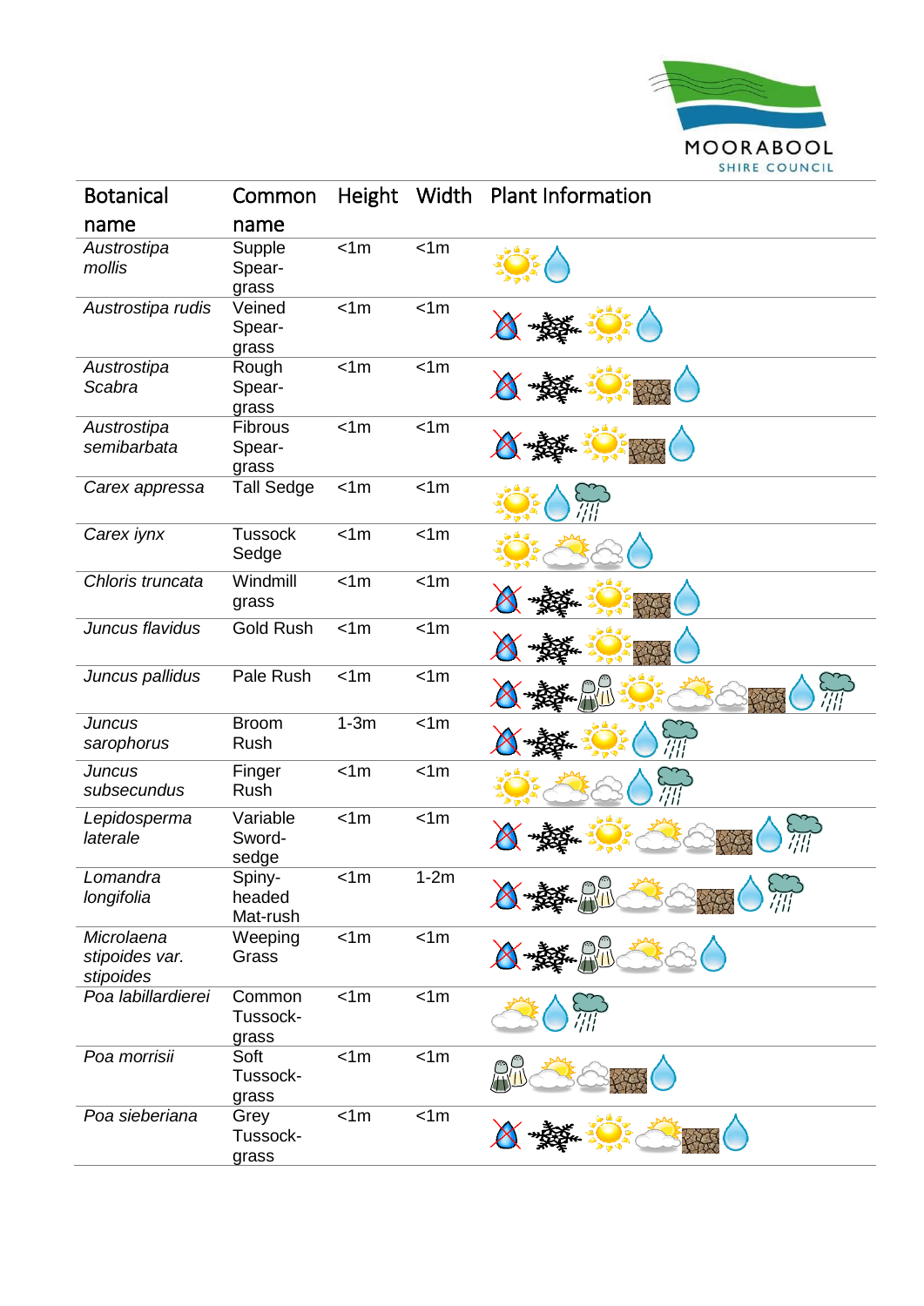| Botanical name | Common name | Height | Width | Plant Information |
|---|---|---|---|---|
| *Austrostipa mollis* | Supple Spear-grass | <1m | <1m | |
| *Austrostipa rudis* | Veined Spear-grass | <1m | <1m | |
| *Austrostipa Scabra* | Rough Spear-grass | <1m | <1m | |
| *Austrostipa semibarbata* | Fibrous Spear-grass | <1m | <1m | |
| *Carex appressa* | Tall Sedge | <1m | <1m | |
| *Carex iynx* | Tussock Sedge | <1m | <1m | |
| *Chloris truncata* | Windmill grass | <1m | <1m | |
| *Juncus flavidus* | Gold Rush | <1m | <1m | |
| *Juncus pallidus* | Pale Rush | <1m | <1m | |
| *Juncus sarophorus* | Broom Rush | 1-3m | <1m | |
| *Juncus subsecundus* | Finger Rush | <1m | <1m | |
| *Lepidosperma laterale* | Variable Sword-sedge | <1m | <1m | |
| *Lomandra longifolia* | Spiny-headed Mat-rush | <1m | 1-2m | |
| *Microlaena stipoides var. stipoides* | Weeping Grass | <1m | <1m | |
| *Poa labillardierei* | Common Tussock-grass | <1m | <1m | |
| *Poa morrisii* | Soft Tussock-grass | <1m | <1m | |
| *Poa sieberiana* | Grey Tussock-grass | <1m | <1m | |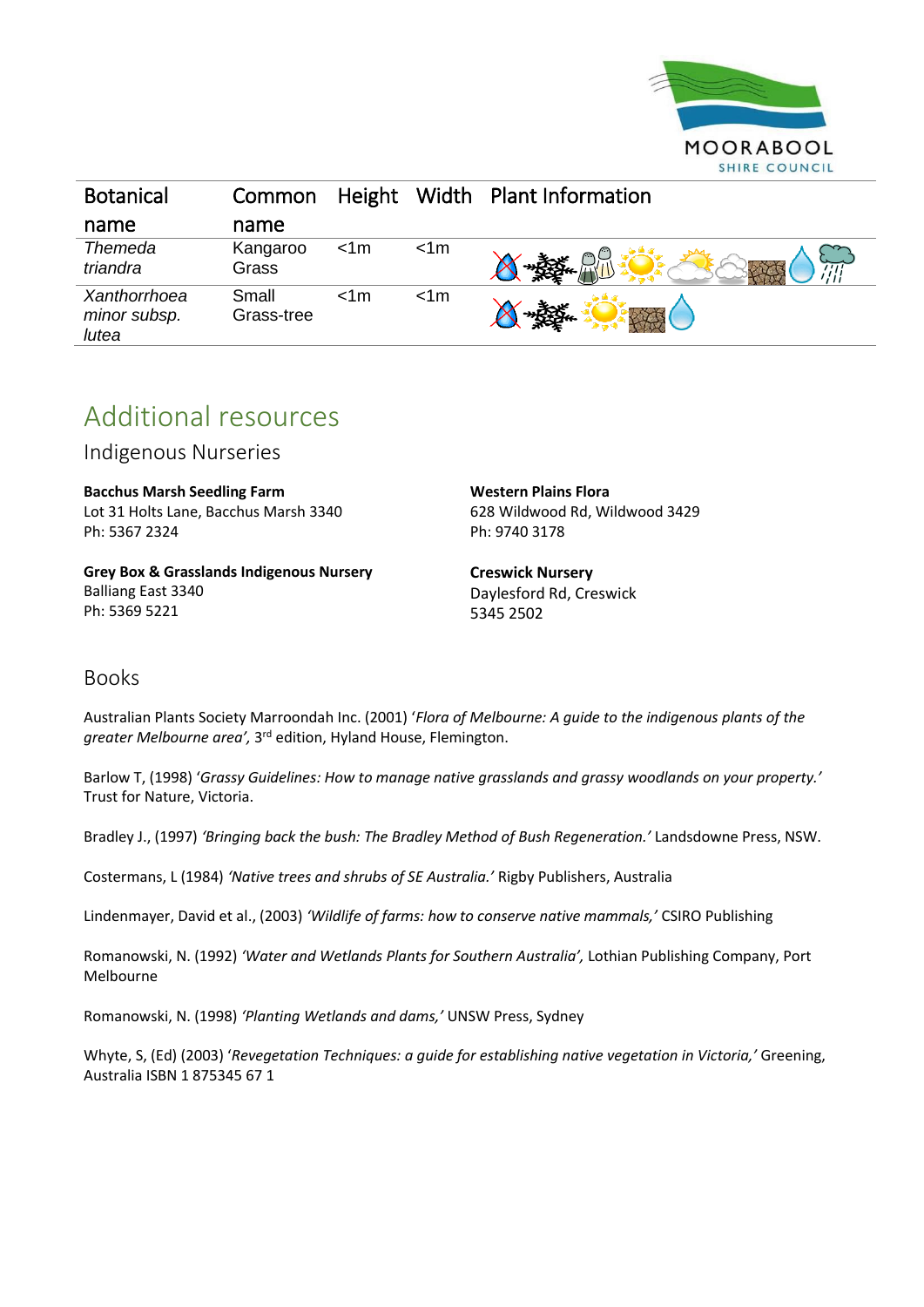| Botanical name | Common name | Height | Width | Plant Information |
|---|---|---|---|---|
| *Themeda triandra* | Kangaroo Grass | <1m | <1m | |
| *Xanthorrhoea minor subsp. lutea* | Small Grass-tree | <1m | <1m | |

# Additional resources

## Indigenous Nurseries

**Bacchus Marsh Seedling Farm**
Lot 31 Holts Lane, Bacchus Marsh 3340
Ph: 5367 2324

**Grey Box & Grasslands Indigenous Nursery**
Balliang East 3340
Ph: 5369 5221

**Western Plains Flora**
628 Wildwood Rd, Wildwood 3429
Ph: 9740 3178

**Creswick Nursery**
Daylesford Rd, Creswick
5345 2502

## Books

Australian Plants Society Marroondah Inc. (2001) '*Flora of Melbourne: A guide to the indigenous plants of the greater Melbourne area',* 3rd edition, Hyland House, Flemington.

Barlow T, (1998) '*Grassy Guidelines: How to manage native grasslands and grassy woodlands on your property.'* Trust for Nature, Victoria.

Bradley J., (1997) *'Bringing back the bush: The Bradley Method of Bush Regeneration.'* Landsdowne Press, NSW.

Costermans, L (1984) *'Native trees and shrubs of SE Australia.'* Rigby Publishers, Australia

Lindenmayer, David et al., (2003) *'Wildlife of farms: how to conserve native mammals,'* CSIRO Publishing

Romanowski, N. (1992) *'Water and Wetlands Plants for Southern Australia',* Lothian Publishing Company, Port Melbourne

Romanowski, N. (1998) *'Planting Wetlands and dams,'* UNSW Press, Sydney

Whyte, S, (Ed) (2003) '*Revegetation Techniques: a guide for establishing native vegetation in Victoria,'* Greening, Australia ISBN 1 875345 67 1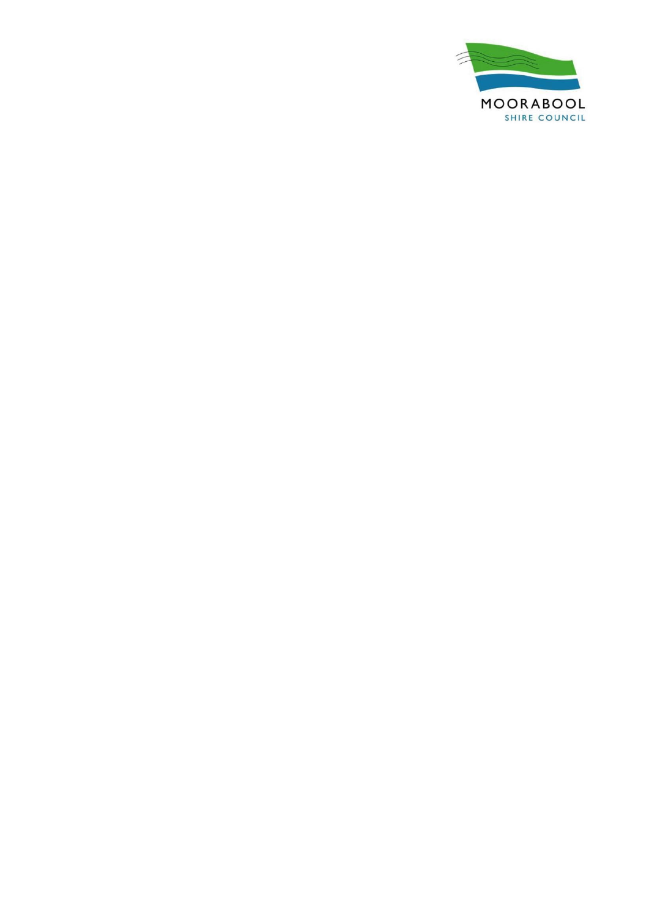MOORABOOL

SHIRE COUNCIL